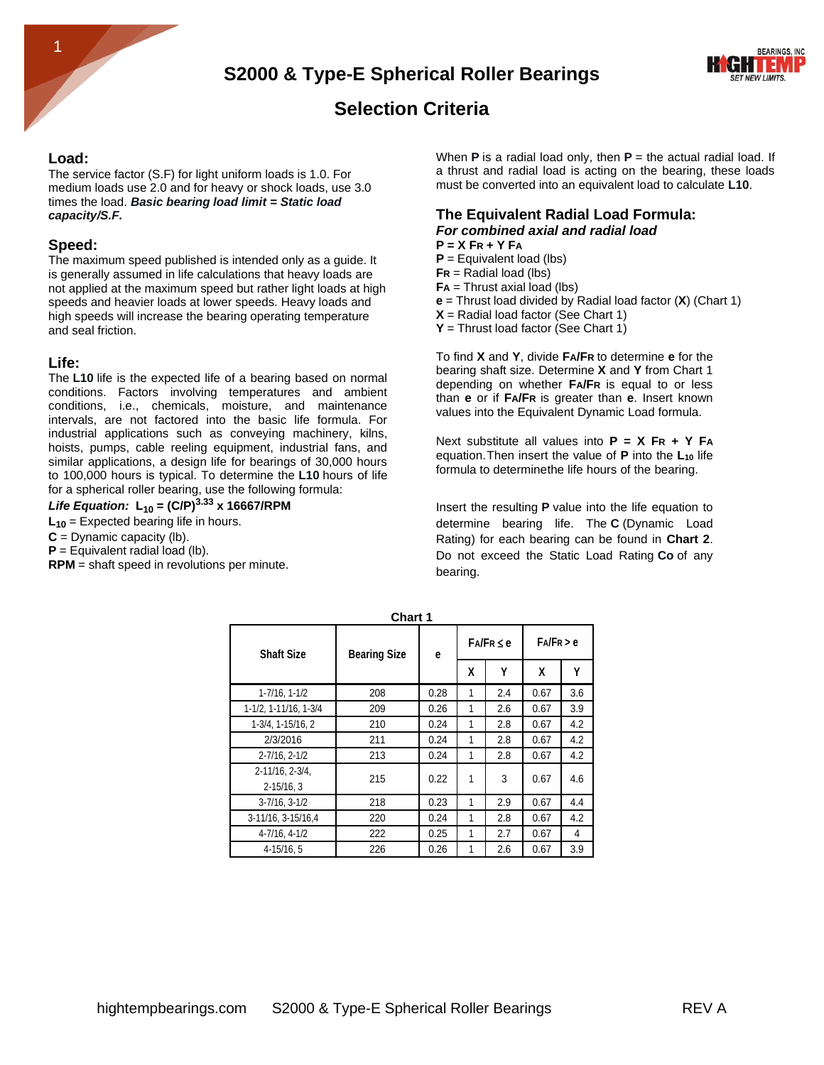# S2000 & Type-E Spherical Roller Bearings

## Selection Criteria

### Load:

The service factor (S.F) for light uniform loads is 1.0. For medium loads use 2.0 and for heavy or shock loads, use 3.0 times the load. ***Basic bearing load limit = Static load capacity/S.F.***

### Speed:

The maximum speed published is intended only as a guide. It is generally assumed in life calculations that heavy loads are not applied at the maximum speed but rather light loads at high speeds and heavier loads at lower speeds. Heavy loads and high speeds will increase the bearing operating temperature and seal friction.

### Life:

The **L10** life is the expected life of a bearing based on normal conditions. Factors involving temperatures and ambient conditions, i.e., chemicals, moisture, and maintenance intervals, are not factored into the basic life formula. For industrial applications such as conveying machinery, kilns, hoists, pumps, cable reeling equipment, industrial fans, and similar applications, a design life for bearings of 30,000 hours to 100,000 hours is typical. To determine the **L10** hours of life for a spherical roller bearing, use the following formula:

***Life Equation:*** $L_{10} = (C/P)^{3.33} \times 16667/RPM$

$L_{10}$ = Expected bearing life in hours.
**C** = Dynamic capacity (lb).
**P** = Equivalent radial load (lb).
**RPM** = shaft speed in revolutions per minute.

When **P** is a radial load only, then **P** = the actual radial load. If a thrust and radial load is acting on the bearing, these loads must be converted into an equivalent load to calculate **L10**.

### The Equivalent Radial Load Formula:

***For combined axial and radial load***

$P = X F_R + Y F_A$
**P** = Equivalent load (lbs)
$F_R$ = Radial load (lbs)
$F_A$ = Thrust axial load (lbs)
**e** = Thrust load divided by Radial load factor (**X**) (Chart 1)
**X** = Radial load factor (See Chart 1)
**Y** = Thrust load factor (See Chart 1)

To find **X** and **Y**, divide $F_A/F_R$ to determine **e** for the bearing shaft size. Determine **X** and **Y** from Chart 1 depending on whether $F_A/F_R$ is equal to or less than **e** or if $F_A/F_R$ is greater than **e**. Insert known values into the Equivalent Dynamic Load formula.

Next substitute all values into $P = X F_R + Y F_A$ equation. Then insert the value of **P** into the $L_{10}$ life formula to determinethe life hours of the bearing.

Insert the resulting **P** value into the life equation to determine bearing life. The **C** (Dynamic Load Rating) for each bearing can be found in **Chart 2**. Do not exceed the Static Load Rating **Co** of any bearing.

**Chart 1**

| Shaft Size | Bearing Size | e | $F_A/F_R \le e$ | | $F_A/F_R > e$ | |
|---|---|---|---|---|---|---|
| | | | X | Y | X | Y |
| 1-7/16, 1-1/2 | 208 | 0.28 | 1 | 2.4 | 0.67 | 3.6 |
| 1-1/2, 1-11/16, 1-3/4 | 209 | 0.26 | 1 | 2.6 | 0.67 | 3.9 |
| 1-3/4, 1-15/16, 2 | 210 | 0.24 | 1 | 2.8 | 0.67 | 4.2 |
| 2/3/2016 | 211 | 0.24 | 1 | 2.8 | 0.67 | 4.2 |
| 2-7/16, 2-1/2 | 213 | 0.24 | 1 | 2.8 | 0.67 | 4.2 |
| 2-11/16, 2-3/4, 2-15/16, 3 | 215 | 0.22 | 1 | 3 | 0.67 | 4.6 |
| 3-7/16, 3-1/2 | 218 | 0.23 | 1 | 2.9 | 0.67 | 4.4 |
| 3-11/16, 3-15/16,4 | 220 | 0.24 | 1 | 2.8 | 0.67 | 4.2 |
| 4-7/16, 4-1/2 | 222 | 0.25 | 1 | 2.7 | 0.67 | 4 |
| 4-15/16, 5 | 226 | 0.26 | 1 | 2.6 | 0.67 | 3.9 |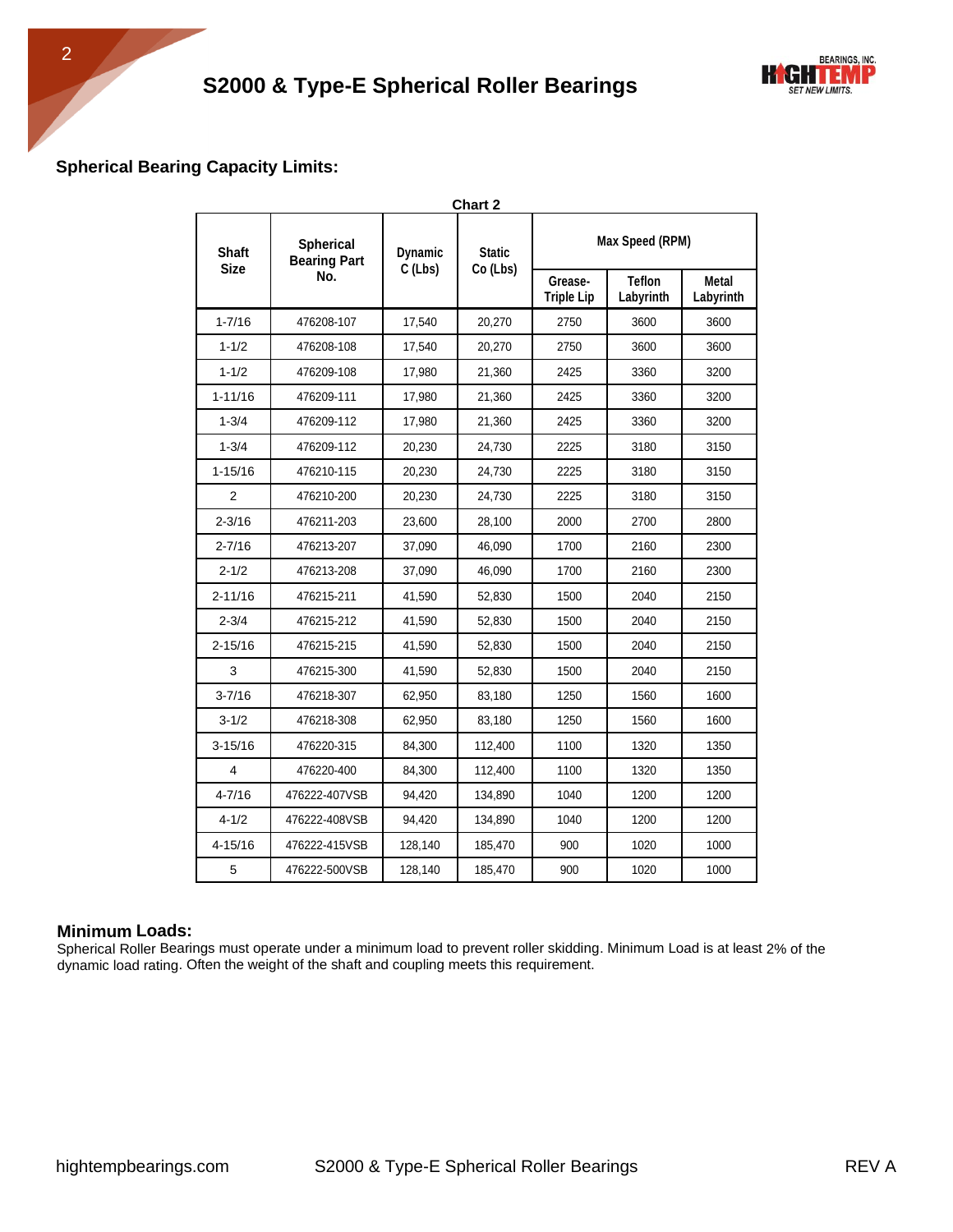## Spherical Bearing Capacity Limits:

**Chart 2**

| Shaft Size | Spherical Bearing Part No. | Dynamic C (Lbs) | Static Co (Lbs) | Max Speed (RPM) | | |
|---|---|---|---|---|---|---|
| | | | | Grease-Triple Lip | Teflon Labyrinth | Metal Labyrinth |
| 1-7/16 | 476208-107 | 17,540 | 20,270 | 2750 | 3600 | 3600 |
| 1-1/2 | 476208-108 | 17,540 | 20,270 | 2750 | 3600 | 3600 |
| 1-1/2 | 476209-108 | 17,980 | 21,360 | 2425 | 3360 | 3200 |
| 1-11/16 | 476209-111 | 17,980 | 21,360 | 2425 | 3360 | 3200 |
| 1-3/4 | 476209-112 | 17,980 | 21,360 | 2425 | 3360 | 3200 |
| 1-3/4 | 476209-112 | 20,230 | 24,730 | 2225 | 3180 | 3150 |
| 1-15/16 | 476210-115 | 20,230 | 24,730 | 2225 | 3180 | 3150 |
| 2 | 476210-200 | 20,230 | 24,730 | 2225 | 3180 | 3150 |
| 2-3/16 | 476211-203 | 23,600 | 28,100 | 2000 | 2700 | 2800 |
| 2-7/16 | 476213-207 | 37,090 | 46,090 | 1700 | 2160 | 2300 |
| 2-1/2 | 476213-208 | 37,090 | 46,090 | 1700 | 2160 | 2300 |
| 2-11/16 | 476215-211 | 41,590 | 52,830 | 1500 | 2040 | 2150 |
| 2-3/4 | 476215-212 | 41,590 | 52,830 | 1500 | 2040 | 2150 |
| 2-15/16 | 476215-215 | 41,590 | 52,830 | 1500 | 2040 | 2150 |
| 3 | 476215-300 | 41,590 | 52,830 | 1500 | 2040 | 2150 |
| 3-7/16 | 476218-307 | 62,950 | 83,180 | 1250 | 1560 | 1600 |
| 3-1/2 | 476218-308 | 62,950 | 83,180 | 1250 | 1560 | 1600 |
| 3-15/16 | 476220-315 | 84,300 | 112,400 | 1100 | 1320 | 1350 |
| 4 | 476220-400 | 84,300 | 112,400 | 1100 | 1320 | 1350 |
| 4-7/16 | 476222-407VSB | 94,420 | 134,890 | 1040 | 1200 | 1200 |
| 4-1/2 | 476222-408VSB | 94,420 | 134,890 | 1040 | 1200 | 1200 |
| 4-15/16 | 476222-415VSB | 128,140 | 185,470 | 900 | 1020 | 1000 |
| 5 | 476222-500VSB | 128,140 | 185,470 | 900 | 1020 | 1000 |

### Minimum Loads:

Spherical Roller Bearings must operate under a minimum load to prevent roller skidding. Minimum Load is at least 2% of the dynamic load rating. Often the weight of the shaft and coupling meets this requirement.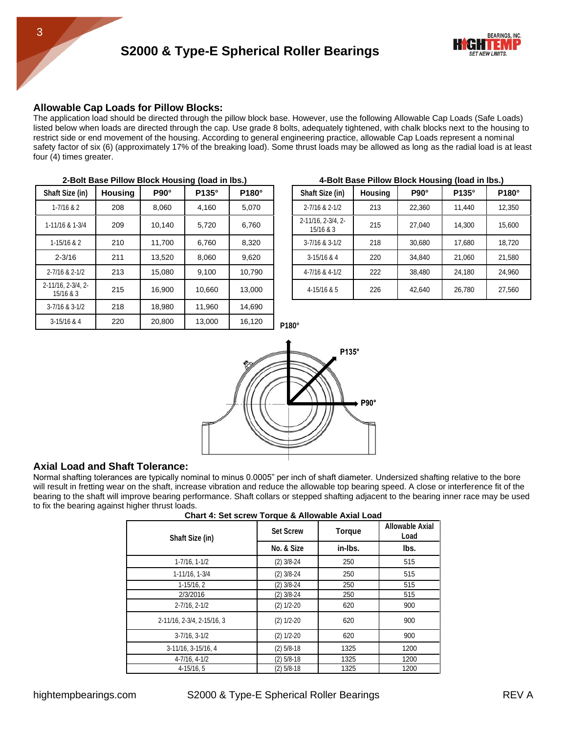# S2000 & Type-E Spherical Roller Bearings

## Allowable Cap Loads for Pillow Blocks:

The application load should be directed through the pillow block base. However, use the following Allowable Cap Loads (Safe Loads) listed below when loads are directed through the cap. Use grade 8 bolts, adequately tightened, with chalk blocks next to the housing to restrict side or end movement of the housing. According to general engineering practice, allowable Cap Loads represent a nominal safety factor of six (6) (approximately 17% of the breaking load). Some thrust loads may be allowed as long as the radial load is at least four (4) times greater.

**2-Bolt Base Pillow Block Housing (load in lbs.)**

| Shaft Size (in) | Housing | P90° | P135° | P180° |
|---|---|---|---|---|
| 1-7/16 & 2 | 208 | 8,060 | 4,160 | 5,070 |
| 1-11/16 & 1-3/4 | 209 | 10,140 | 5,720 | 6,760 |
| 1-15/16 & 2 | 210 | 11,700 | 6,760 | 8,320 |
| 2-3/16 | 211 | 13,520 | 8,060 | 9,620 |
| 2-7/16 & 2-1/2 | 213 | 15,080 | 9,100 | 10,790 |
| 2-11/16, 2-3/4, 2-15/16 & 3 | 215 | 16,900 | 10,660 | 13,000 |
| 3-7/16 & 3-1/2 | 218 | 18,980 | 11,960 | 14,690 |
| 3-15/16 & 4 | 220 | 20,800 | 13,000 | 16,120 |

**4-Bolt Base Pillow Block Housing (load in lbs.)**

| Shaft Size (in) | Housing | P90° | P135° | P180° |
|---|---|---|---|---|
| 2-7/16 & 2-1/2 | 213 | 22,360 | 11,440 | 12,350 |
| 2-11/16, 2-3/4, 2-15/16 & 3 | 215 | 27,040 | 14,300 | 15,600 |
| 3-7/16 & 3-1/2 | 218 | 30,680 | 17,680 | 18,720 |
| 3-15/16 & 4 | 220 | 34,840 | 21,060 | 21,580 |
| 4-7/16 & 4-1/2 | 222 | 38,480 | 24,180 | 24,960 |
| 4-15/16 & 5 | 226 | 42,640 | 26,780 | 27,560 |

P180° P135° P90°

## Axial Load and Shaft Tolerance:

Normal shafting tolerances are typically nominal to minus 0.0005" per inch of shaft diameter. Undersized shafting relative to the bore will result in fretting wear on the shaft, increase vibration and reduce the allowable top bearing speed. A close or interference fit of the bearing to the shaft will improve bearing performance. Shaft collars or stepped shafting adjacent to the bearing inner race may be used to fix the bearing against higher thrust loads.

**Chart 4: Set screw Torque & Allowable Axial Load**

| Shaft Size (in) | Set Screw | Torque | Allowable Axial Load |
|---|---|---|---|
| | No. & Size | in-lbs. | lbs. |
| 1-7/16, 1-1/2 | (2) 3/8-24 | 250 | 515 |
| 1-11/16, 1-3/4 | (2) 3/8-24 | 250 | 515 |
| 1-15/16, 2 | (2) 3/8-24 | 250 | 515 |
| 2/3/2016 | (2) 3/8-24 | 250 | 515 |
| 2-7/16, 2-1/2 | (2) 1/2-20 | 620 | 900 |
| 2-11/16, 2-3/4, 2-15/16, 3 | (2) 1/2-20 | 620 | 900 |
| 3-7/16, 3-1/2 | (2) 1/2-20 | 620 | 900 |
| 3-11/16, 3-15/16, 4 | (2) 5/8-18 | 1325 | 1200 |
| 4-7/16, 4-1/2 | (2) 5/8-18 | 1325 | 1200 |
| 4-15/16, 5 | (2) 5/8-18 | 1325 | 1200 |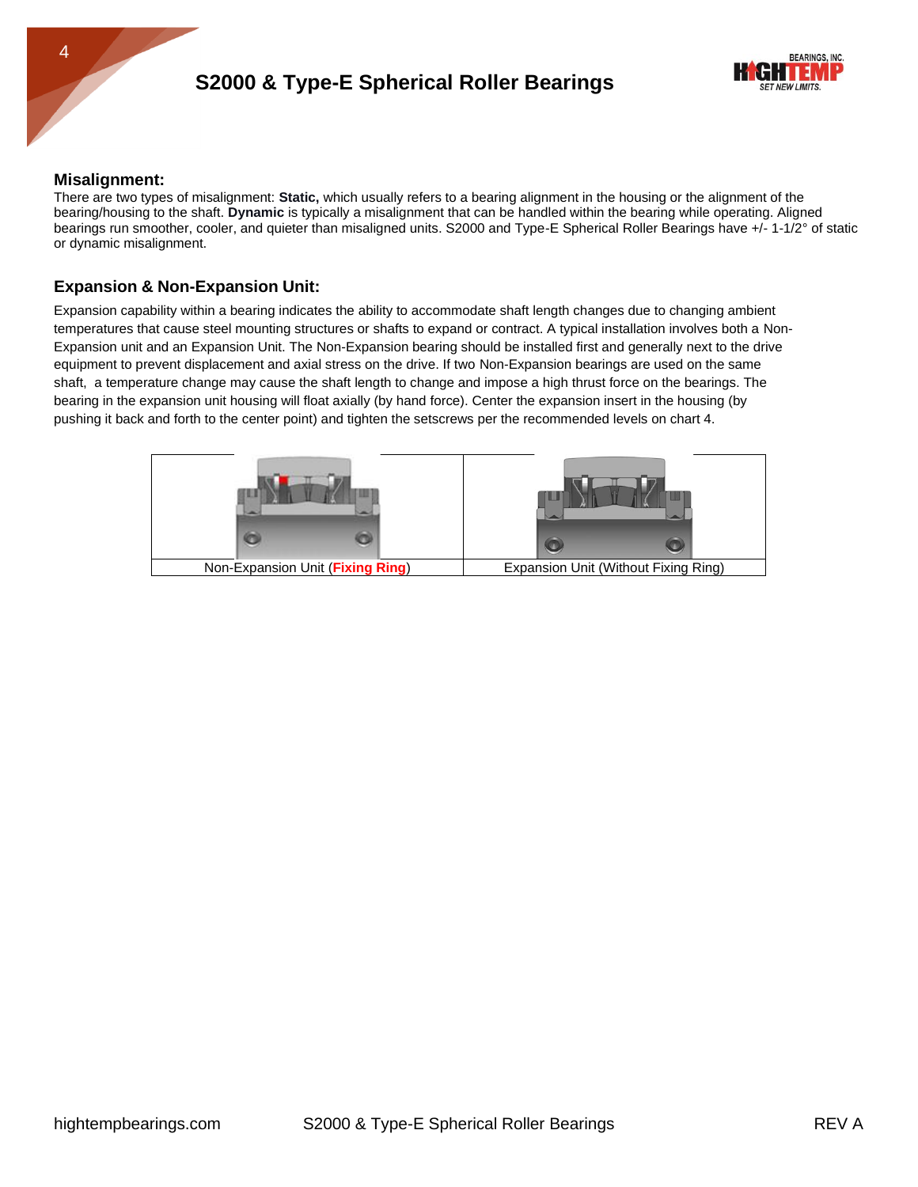## Misalignment:

There are two types of misalignment: **Static,** which usually refers to a bearing alignment in the housing or the alignment of the bearing/housing to the shaft. **Dynamic** is typically a misalignment that can be handled within the bearing while operating. Aligned bearings run smoother, cooler, and quieter than misaligned units. S2000 and Type-E Spherical Roller Bearings have +/- 1-1/2° of static or dynamic misalignment.

## Expansion & Non-Expansion Unit:

Expansion capability within a bearing indicates the ability to accommodate shaft length changes due to changing ambient temperatures that cause steel mounting structures or shafts to expand or contract. A typical installation involves both a Non-Expansion unit and an Expansion Unit. The Non-Expansion bearing should be installed first and generally next to the drive equipment to prevent displacement and axial stress on the drive. If two Non-Expansion bearings are used on the same shaft, a temperature change may cause the shaft length to change and impose a high thrust force on the bearings. The bearing in the expansion unit housing will float axially (by hand force). Center the expansion insert in the housing (by pushing it back and forth to the center point) and tighten the setscrews per the recommended levels on chart 4.

| | |
|---|---|
| Non-Expansion Unit (**Fixing Ring**) | Expansion Unit (Without Fixing Ring) |